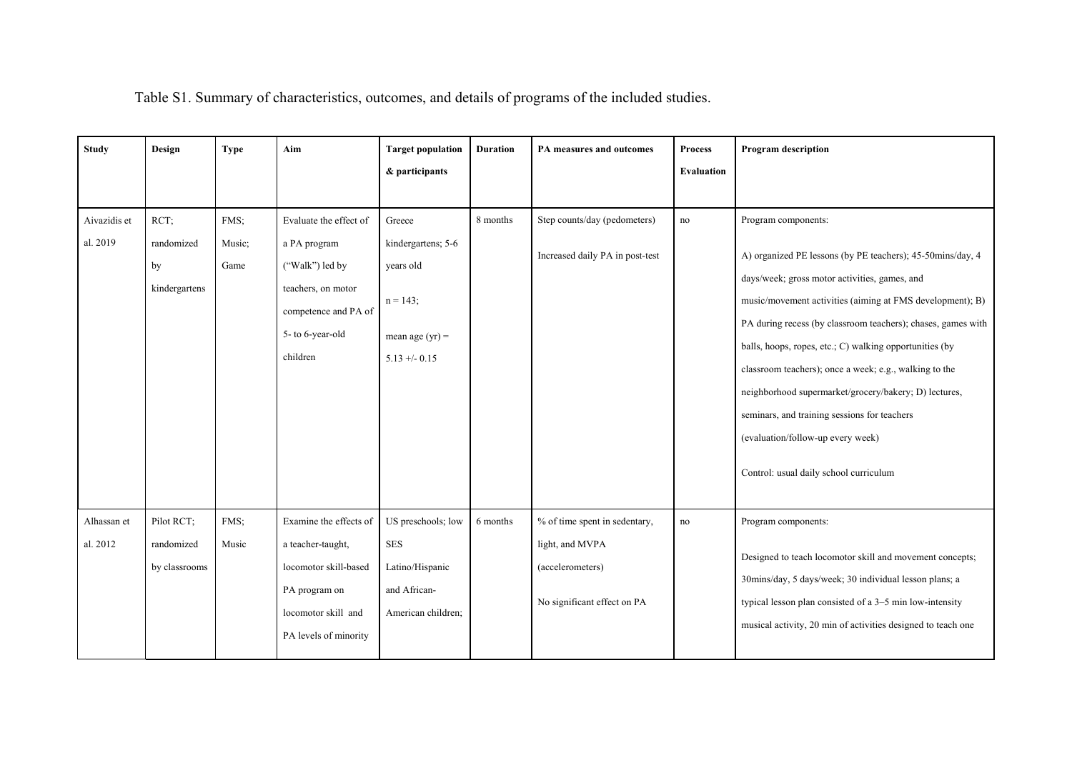Table S1. Summary of characteristics, outcomes, and details of programs of the included studies.

| Study | Design | Type | Aim | Target population & participants | Duration | PA measures and outcomes | Process Evaluation | Program description |
|---|---|---|---|---|---|---|---|---|
| Aivazidis et al. 2019 | RCT; randomized by kindergartens | FMS; Music; Game | Evaluate the effect of a PA program ("Walk") led by teachers, on motor competence and PA of 5- to 6-year-old children | Greece kindergartens; 5-6 years old<br><br>n = 143;<br><br>mean age (yr) = 5.13 +/- 0.15 | 8 months | Step counts/day (pedometers)<br><br>Increased daily PA in post-test | no | Program components:<br><br>A) organized PE lessons (by PE teachers); 45-50mins/day, 4 days/week; gross motor activities, games, and music/movement activities (aiming at FMS development); B) PA during recess (by classroom teachers); chases, games with balls, hoops, ropes, etc.; C) walking opportunities (by classroom teachers); once a week; e.g., walking to the neighborhood supermarket/grocery/bakery; D) lectures, seminars, and training sessions for teachers (evaluation/follow-up every week)<br><br>Control: usual daily school curriculum |
| Alhassan et al. 2012 | Pilot RCT; randomized by classrooms | FMS; Music | Examine the effects of a teacher-taught, locomotor skill-based PA program on locomotor skill and PA levels of minority | US preschools; low SES Latino/Hispanic and African-American children; | 6 months | % of time spent in sedentary, light, and MVPA (accelerometers)<br><br>No significant effect on PA | no | Program components:<br><br>Designed to teach locomotor skill and movement concepts; 30mins/day, 5 days/week; 30 individual lesson plans; a typical lesson plan consisted of a 3–5 min low-intensity musical activity, 20 min of activities designed to teach one |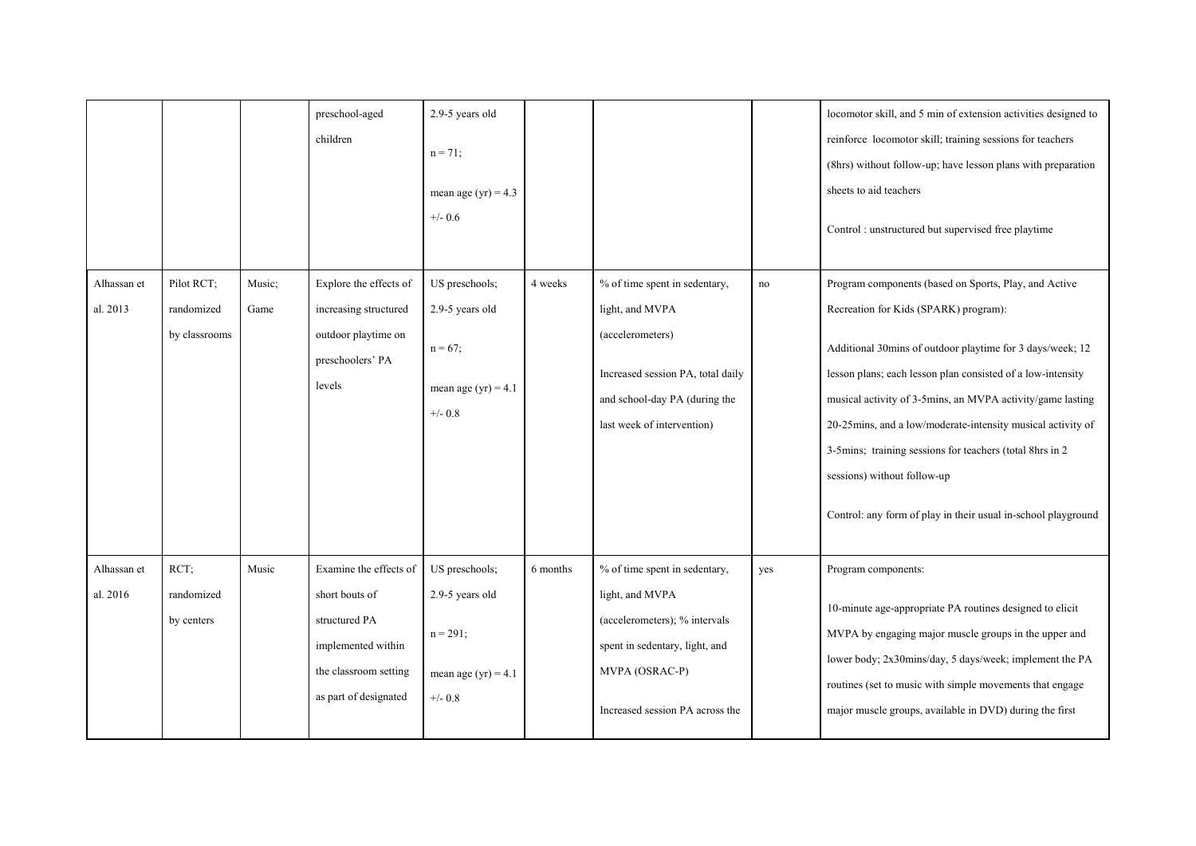| | | | preschool-aged children | 2.9-5 years old<br><br>n = 71;<br><br>mean age (yr) = 4.3 +/- 0.6 | | | | locomotor skill, and 5 min of extension activities designed to reinforce locomotor skill; training sessions for teachers (8hrs) without follow-up; have lesson plans with preparation sheets to aid teachers<br><br>Control : unstructured but supervised free playtime |
|---|---|---|---|---|---|---|---|---|
| Alhassan et al. 2013 | Pilot RCT; randomized by classrooms | Music; Game | Explore the effects of increasing structured outdoor playtime on preschoolers' PA levels | US preschools; 2.9-5 years old<br><br>n = 67;<br><br>mean age (yr) = 4.1 +/- 0.8 | 4 weeks | % of time spent in sedentary, light, and MVPA (accelerometers)<br><br>Increased session PA, total daily and school-day PA (during the last week of intervention) | no | Program components (based on Sports, Play, and Active Recreation for Kids (SPARK) program):<br><br>Additional 30mins of outdoor playtime for 3 days/week; 12 lesson plans; each lesson plan consisted of a low-intensity musical activity of 3-5mins, an MVPA activity/game lasting 20-25mins, and a low/moderate-intensity musical activity of 3-5mins; training sessions for teachers (total 8hrs in 2 sessions) without follow-up<br><br>Control: any form of play in their usual in-school playground |
| Alhassan et al. 2016 | RCT; randomized by centers | Music | Examine the effects of short bouts of structured PA implemented within the classroom setting as part of designated | US preschools; 2.9-5 years old<br><br>n = 291;<br><br>mean age (yr) = 4.1 +/- 0.8 | 6 months | % of time spent in sedentary, light, and MVPA (accelerometers); % intervals spent in sedentary, light, and MVPA (OSRAC-P)<br><br>Increased session PA across the | yes | Program components:<br><br>10-minute age-appropriate PA routines designed to elicit MVPA by engaging major muscle groups in the upper and lower body; 2x30mins/day, 5 days/week; implement the PA routines (set to music with simple movements that engage major muscle groups, available in DVD) during the first |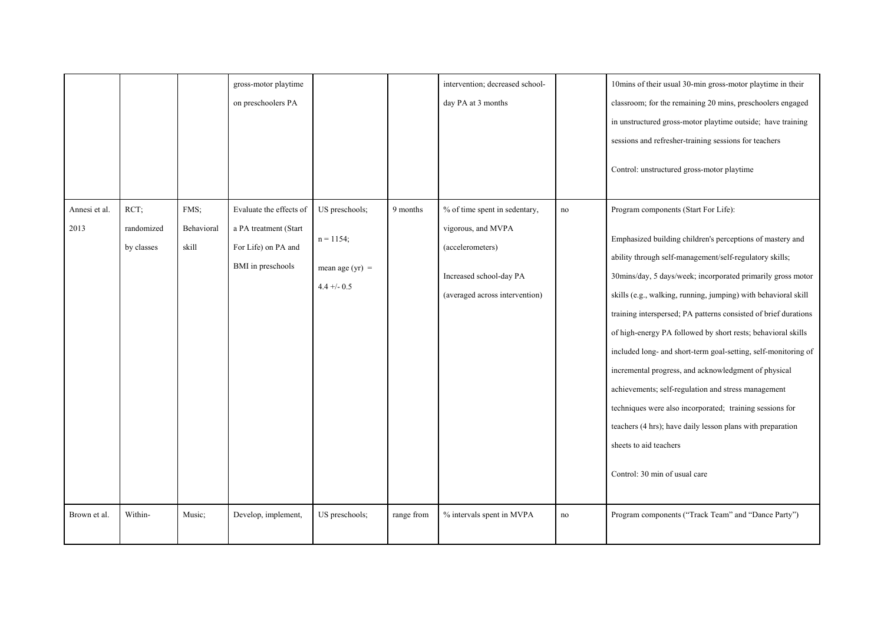|  |  |  |  |  |  |  |  |  |
|---|---|---|---|---|---|---|---|---|
|  |  |  | gross-motor playtime on preschoolers PA |  |  | intervention; decreased school-day PA at 3 months |  | 10mins of their usual 30-min gross-motor playtime in their classroom; for the remaining 20 mins, preschoolers engaged in unstructured gross-motor playtime outside; have training sessions and refresher-training sessions for teachers<br><br>Control: unstructured gross-motor playtime |
| Annesi et al. 2013 | RCT; randomized by classes | FMS; Behavioral skill | Evaluate the effects of a PA treatment (Start For Life) on PA and BMI in preschools | US preschools;<br><br>n = 1154;<br><br>mean age (yr) = 4.4 +/- 0.5 | 9 months | % of time spent in sedentary, vigorous, and MVPA (accelerometers)<br><br>Increased school-day PA (averaged across intervention) | no | Program components (Start For Life):<br><br>Emphasized building children's perceptions of mastery and ability through self-management/self-regulatory skills; 30mins/day, 5 days/week; incorporated primarily gross motor skills (e.g., walking, running, jumping) with behavioral skill training interspersed; PA patterns consisted of brief durations of high-energy PA followed by short rests; behavioral skills included long- and short-term goal-setting, self-monitoring of incremental progress, and acknowledgment of physical achievements; self-regulation and stress management techniques were also incorporated; training sessions for teachers (4 hrs); have daily lesson plans with preparation sheets to aid teachers<br><br>Control: 30 min of usual care |
| Brown et al. | Within- | Music; | Develop, implement, | US preschools; | range from | % intervals spent in MVPA | no | Program components ("Track Team" and "Dance Party") |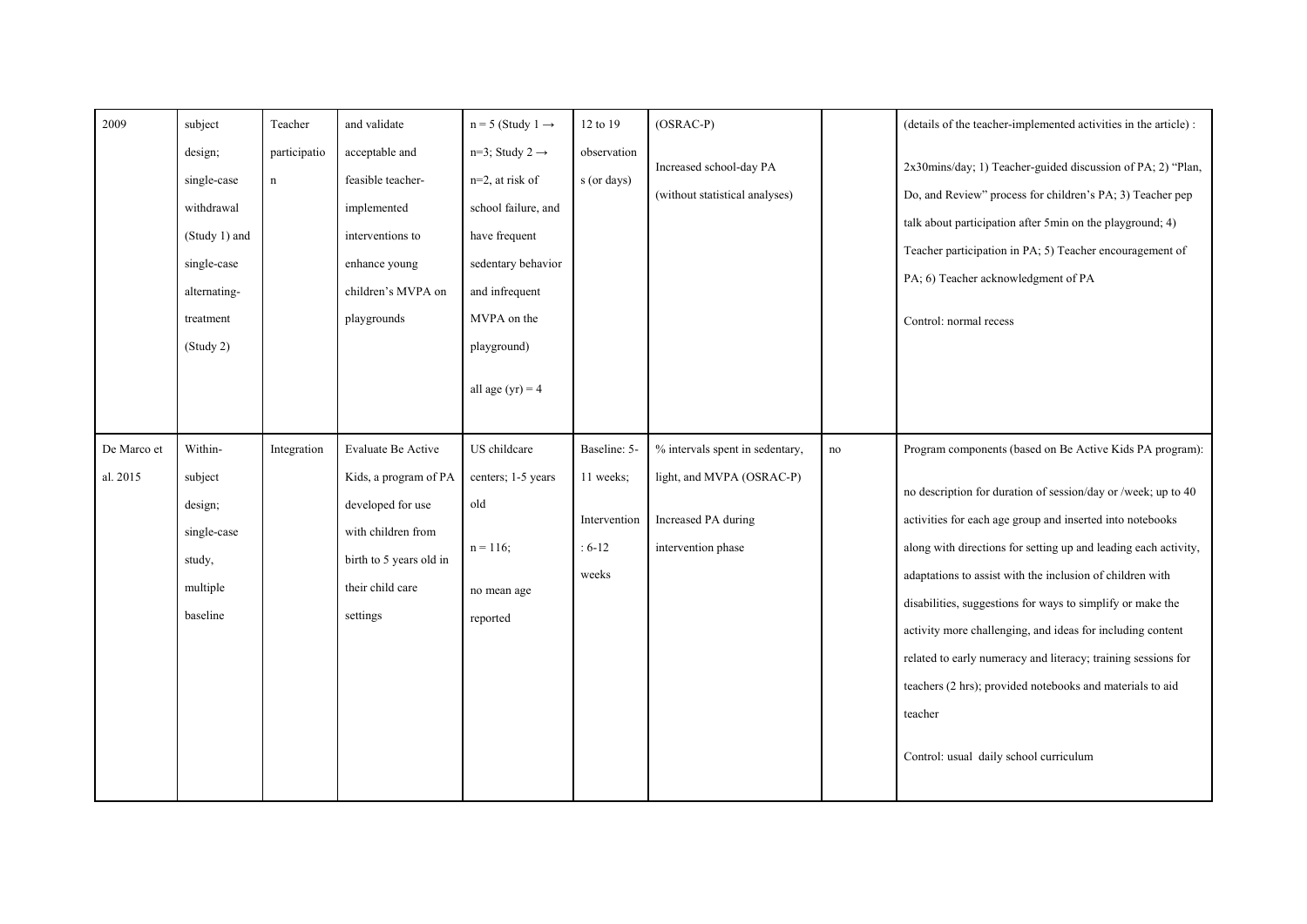| | | | | | | | | |
|---|---|---|---|---|---|---|---|---|
| 2009 | subject design; single-case withdrawal (Study 1) and single-case alternating-treatment (Study 2) | Teacher participation | and validate acceptable and feasible teacher-implemented interventions to enhance young children's MVPA on playgrounds | n = 5 (Study 1 → n=3; Study 2 → n=2, at risk of school failure, and have frequent sedentary behavior and infrequent MVPA on the playground)<br><br>all age (yr) = 4 | 12 to 19 observations (or days) | (OSRAC-P)<br><br>Increased school-day PA (without statistical analyses) | | (details of the teacher-implemented activities in the article) :<br><br>2x30mins/day; 1) Teacher-guided discussion of PA; 2) "Plan, Do, and Review" process for children's PA; 3) Teacher pep talk about participation after 5min on the playground; 4) Teacher participation in PA; 5) Teacher encouragement of PA; 6) Teacher acknowledgment of PA<br><br>Control: normal recess |
| De Marco et al. 2015 | Within-subject design; single-case study, multiple baseline | Integration | Evaluate Be Active Kids, a program of PA developed for use with children from birth to 5 years old in their child care settings | US childcare centers; 1-5 years old<br><br>n = 116;<br><br>no mean age reported | Baseline: 5-11 weeks;<br><br>Intervention: 6-12 weeks | % intervals spent in sedentary, light, and MVPA (OSRAC-P)<br><br>Increased PA during intervention phase | no | Program components (based on Be Active Kids PA program):<br><br>no description for duration of session/day or /week; up to 40 activities for each age group and inserted into notebooks along with directions for setting up and leading each activity, adaptations to assist with the inclusion of children with disabilities, suggestions for ways to simplify or make the activity more challenging, and ideas for including content related to early numeracy and literacy; training sessions for teachers (2 hrs); provided notebooks and materials to aid teacher<br><br>Control: usual daily school curriculum |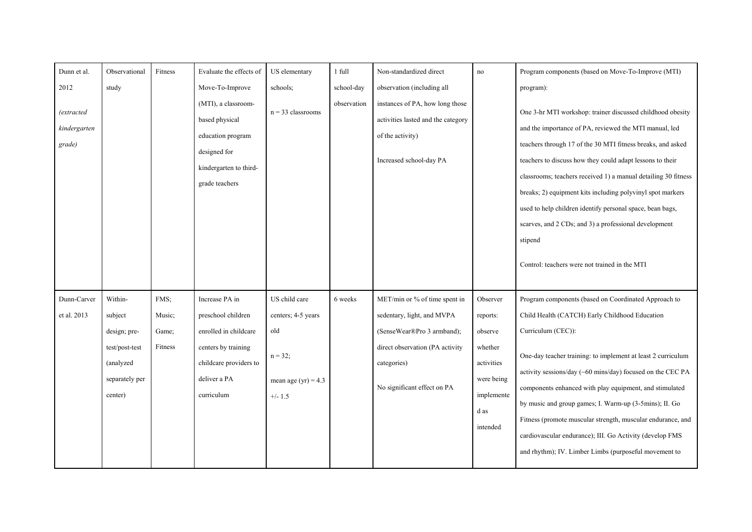| | | | | | | | | |
|---|---|---|---|---|---|---|---|---|
| Dunn et al. 2012 *(extracted kindergarten grade)* | Observational study | Fitness | Evaluate the effects of Move-To-Improve (MTI), a classroom-based physical education program designed for kindergarten to third-grade teachers | US elementary schools; n = 33 classrooms | 1 full school-day observation | Non-standardized direct observation (including all instances of PA, how long those activities lasted and the category of the activity) Increased school-day PA | no | Program components (based on Move-To-Improve (MTI) program): One 3-hr MTI workshop: trainer discussed childhood obesity and the importance of PA, reviewed the MTI manual, led teachers through 17 of the 30 MTI fitness breaks, and asked teachers to discuss how they could adapt lessons to their classrooms; teachers received 1) a manual detailing 30 fitness breaks; 2) equipment kits including polyvinyl spot markers used to help children identify personal space, bean bags, scarves, and 2 CDs; and 3) a professional development stipend Control: teachers were not trained in the MTI |
| Dunn-Carver et al. 2013 | Within-subject design; pre-test/post-test (analyzed separately per center) | FMS; Music; Game; Fitness | Increase PA in preschool children enrolled in childcare centers by training childcare providers to deliver a PA curriculum | US child care centers; 4-5 years old n = 32; mean age (yr) = 4.3 +/- 1.5 | 6 weeks | MET/min or % of time spent in sedentary, light, and MVPA (SenseWear®Pro 3 armband); direct observation (PA activity categories) No significant effect on PA | Observer reports: observe whether activities were being implemented as intended | Program components (based on Coordinated Approach to Child Health (CATCH) Early Childhood Education Curriculum (CEC)): One-day teacher training: to implement at least 2 curriculum activity sessions/day (~60 mins/day) focused on the CEC PA components enhanced with play equipment, and stimulated by music and group games; I. Warm-up (3-5mins); II. Go Fitness (promote muscular strength, muscular endurance, and cardiovascular endurance); III. Go Activity (develop FMS and rhythm); IV. Limber Limbs (purposeful movement to |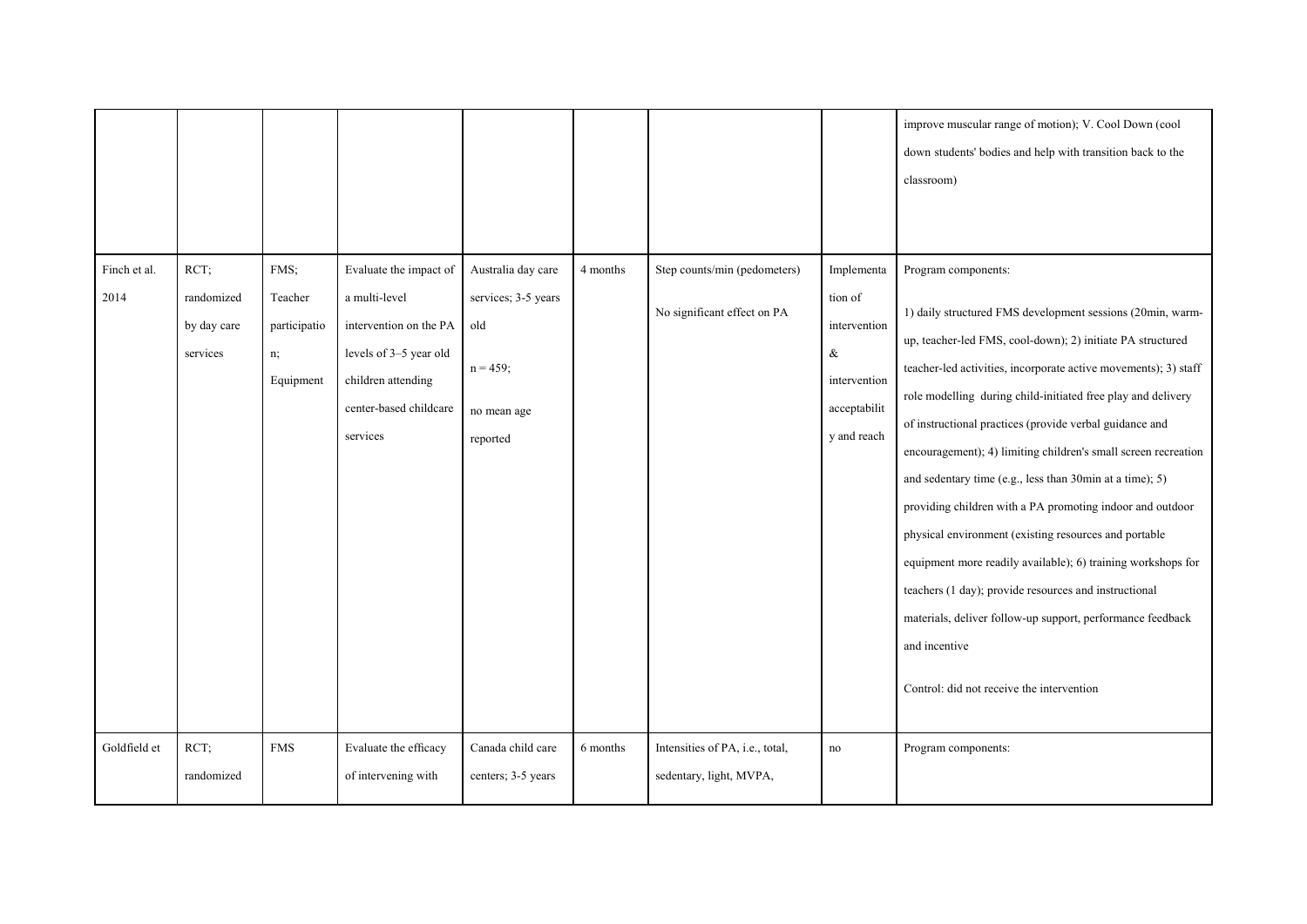| | | | | | | | | improve muscular range of motion); V. Cool Down (cool down students' bodies and help with transition back to the classroom) |
|---|---|---|---|---|---|---|---|---|
| Finch et al. 2014 | RCT; randomized by day care services | FMS; Teacher participation; Equipment | Evaluate the impact of a multi-level intervention on the PA levels of 3–5 year old children attending center-based childcare services | Australia day care services; 3-5 years old<br><br>n = 459;<br><br>no mean age reported | 4 months | Step counts/min (pedometers)<br><br>No significant effect on PA | Implementation of intervention & intervention acceptability and reach | Program components:<br><br>1) daily structured FMS development sessions (20min, warm-up, teacher-led FMS, cool-down); 2) initiate PA structured teacher-led activities, incorporate active movements); 3) staff role modelling during child-initiated free play and delivery of instructional practices (provide verbal guidance and encouragement); 4) limiting children's small screen recreation and sedentary time (e.g., less than 30min at a time); 5) providing children with a PA promoting indoor and outdoor physical environment (existing resources and portable equipment more readily available); 6) training workshops for teachers (1 day); provide resources and instructional materials, deliver follow-up support, performance feedback and incentive<br><br>Control: did not receive the intervention |
| Goldfield et | RCT; randomized | FMS | Evaluate the efficacy of intervening with | Canada child care centers; 3-5 years | 6 months | Intensities of PA, i.e., total, sedentary, light, MVPA, | no | Program components: |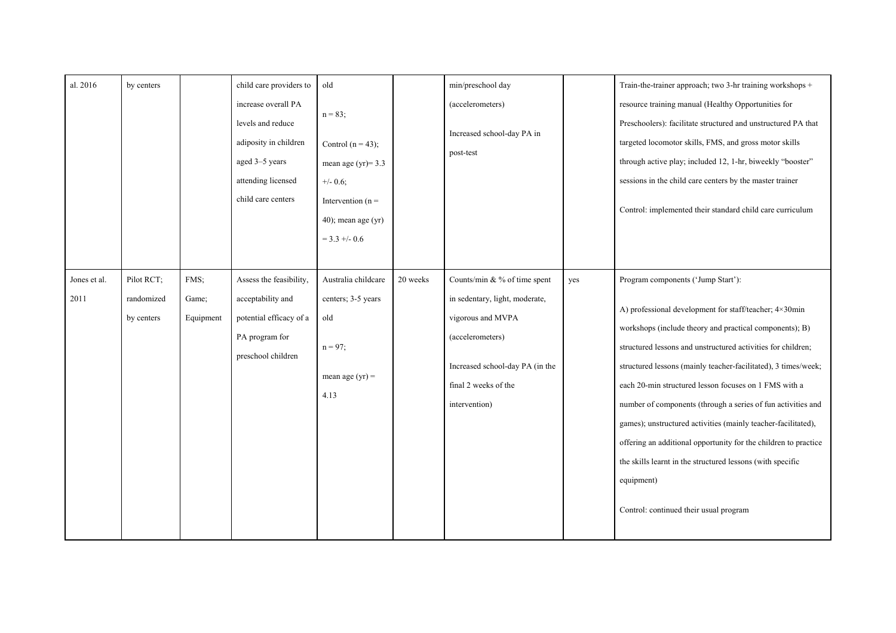| | | | | | | | | |
|---|---|---|---|---|---|---|---|---|
| al. 2016 | by centers | | child care providers to increase overall PA levels and reduce adiposity in children aged 3–5 years attending licensed child care centers | old<br><br>n = 83;<br><br>Control (n = 43); mean age (yr)= 3.3 +/- 0.6;<br>Intervention (n = 40); mean age (yr) = 3.3 +/- 0.6 | | min/preschool day (accelerometers)<br><br>Increased school-day PA in post-test | | Train-the-trainer approach; two 3-hr training workshops + resource training manual (Healthy Opportunities for Preschoolers): facilitate structured and unstructured PA that targeted locomotor skills, FMS, and gross motor skills through active play; included 12, 1-hr, biweekly "booster" sessions in the child care centers by the master trainer<br><br>Control: implemented their standard child care curriculum |
| Jones et al. 2011 | Pilot RCT; randomized by centers | FMS; Game; Equipment | Assess the feasibility, acceptability and potential efficacy of a PA program for preschool children | Australia childcare centers; 3-5 years old<br><br>n = 97;<br><br>mean age (yr) = 4.13 | 20 weeks | Counts/min & % of time spent in sedentary, light, moderate, vigorous and MVPA (accelerometers)<br><br>Increased school-day PA (in the final 2 weeks of the intervention) | yes | Program components ('Jump Start'):<br><br>A) professional development for staff/teacher; 4×30min workshops (include theory and practical components); B) structured lessons and unstructured activities for children; structured lessons (mainly teacher-facilitated), 3 times/week; each 20-min structured lesson focuses on 1 FMS with a number of components (through a series of fun activities and games); unstructured activities (mainly teacher-facilitated), offering an additional opportunity for the children to practice the skills learnt in the structured lessons (with specific equipment)<br><br>Control: continued their usual program |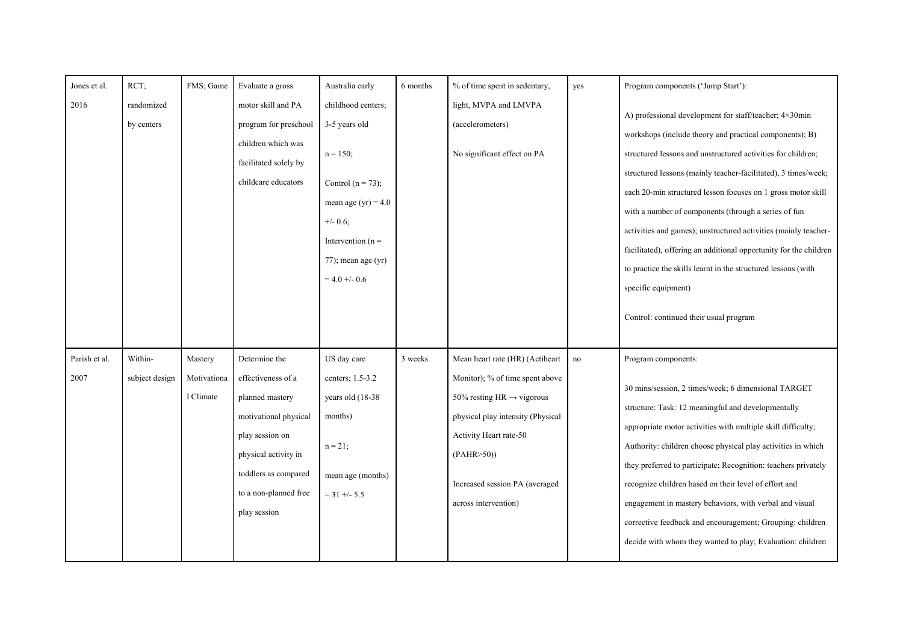| | | | | | | | | |
|---|---|---|---|---|---|---|---|---|
| Jones et al. 2016 | RCT; randomized by centers | FMS; Game | Evaluate a gross motor skill and PA program for preschool children which was facilitated solely by childcare educators | Australia early childhood centers; 3-5 years old<br><br>n = 150;<br><br>Control (n = 73); mean age (yr) = 4.0 +/- 0.6;<br>Intervention (n = 77); mean age (yr) = 4.0 +/- 0.6 | 6 months | % of time spent in sedentary, light, MVPA and LMVPA (accelerometers)<br><br>No significant effect on PA | yes | Program components ('Jump Start'):<br><br>A) professional development for staff/teacher; 4×30min workshops (include theory and practical components); B) structured lessons and unstructured activities for children; structured lessons (mainly teacher-facilitated), 3 times/week; each 20-min structured lesson focuses on 1 gross motor skill with a number of components (through a series of fun activities and games); unstructured activities (mainly teacher-facilitated), offering an additional opportunity for the children to practice the skills learnt in the structured lessons (with specific equipment)<br><br>Control: continued their usual program |
| Parish et al. 2007 | Within-subject design | Mastery Motivational Climate | Determine the effectiveness of a planned mastery motivational physical play session on physical activity in toddlers as compared to a non-planned free play session | US day care centers; 1.5-3.2 years old (18-38 months)<br><br>n = 21;<br><br>mean age (months) = 31 +/- 5.5 | 3 weeks | Mean heart rate (HR) (Actiheart Monitor); % of time spent above 50% resting HR → vigorous physical play intensity (Physical Activity Heart rate-50 (PAHR>50))<br><br>Increased session PA (averaged across intervention) | no | Program components:<br><br>30 mins/session, 2 times/week; 6 dimensional TARGET structure: Task: 12 meaningful and developmentally appropriate motor activities with multiple skill difficulty; Authority: children choose physical play activities in which they preferred to participate; Recognition: teachers privately recognize children based on their level of effort and engagement in mastery behaviors, with verbal and visual corrective feedback and encouragement; Grouping: children decide with whom they wanted to play; Evaluation: children |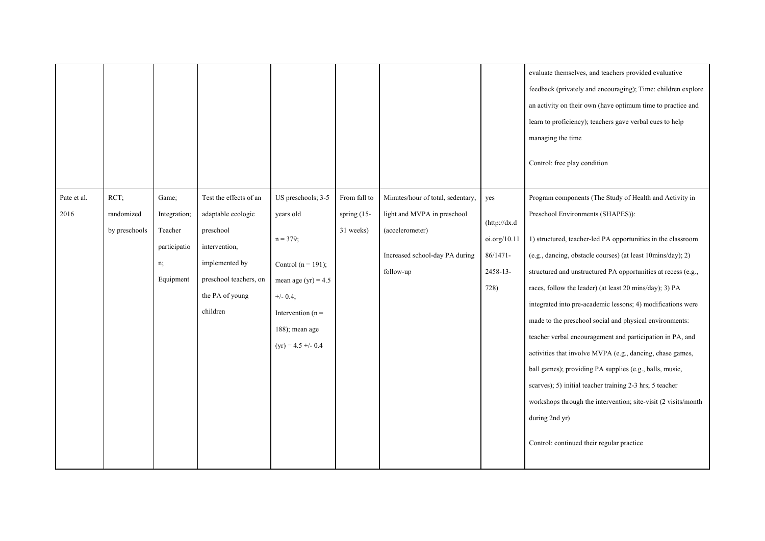|  |  |  |  |  |  |  |  |  |
|---|---|---|---|---|---|---|---|---|
|  |  |  |  |  |  |  |  | evaluate themselves, and teachers provided evaluative feedback (privately and encouraging); Time: children explore an activity on their own (have optimum time to practice and learn to proficiency); teachers gave verbal cues to help managing the time<br><br>Control: free play condition |
| Pate et al. 2016 | RCT; randomized by preschools | Game; Integration; Teacher participation; Equipment | Test the effects of an adaptable ecologic preschool intervention, implemented by preschool teachers, on the PA of young children | US preschools; 3-5 years old<br><br>n = 379;<br><br>Control (n = 191); mean age (yr) = 4.5 +/- 0.4;<br>Intervention (n = 188); mean age (yr) = 4.5 +/- 0.4 | From fall to spring (15-31 weeks) | Minutes/hour of total, sedentary, light and MVPA in preschool (accelerometer)<br><br>Increased school-day PA during follow-up | yes<br><br>(http://dx.doi.org/10.1186/1471-2458-13-728) | Program components (The Study of Health and Activity in Preschool Environments (SHAPES)):<br><br>1) structured, teacher-led PA opportunities in the classroom (e.g., dancing, obstacle courses) (at least 10mins/day); 2) structured and unstructured PA opportunities at recess (e.g., races, follow the leader) (at least 20 mins/day); 3) PA integrated into pre-academic lessons; 4) modifications were made to the preschool social and physical environments: teacher verbal encouragement and participation in PA, and activities that involve MVPA (e.g., dancing, chase games, ball games); providing PA supplies (e.g., balls, music, scarves); 5) initial teacher training 2-3 hrs; 5 teacher workshops through the intervention; site-visit (2 visits/month during 2nd yr)<br><br>Control: continued their regular practice |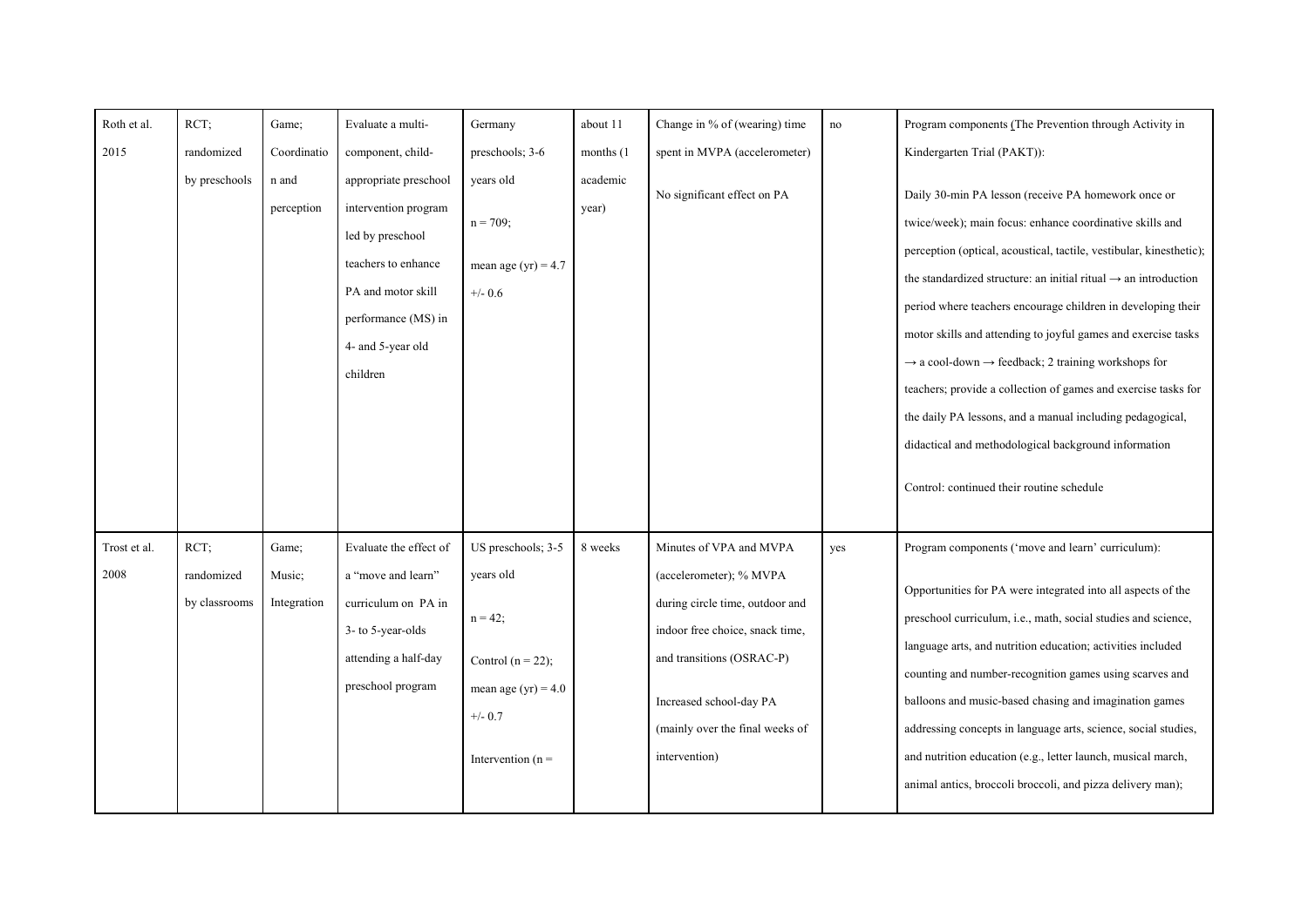| | | | | | | | | | |
|---|---|---|---|---|---|---|---|---|---|
| Roth et al. 2015 | RCT; randomized by preschools | Game; Coordination and perception | Evaluate a multi-component, child-appropriate preschool intervention program led by preschool teachers to enhance PA and motor skill performance (MS) in 4- and 5-year old children | Germany preschools; 3-6 years old<br><br>n = 709;<br><br>mean age (yr) = 4.7 +/- 0.6 | about 11 months (1 academic year) | Change in % of (wearing) time spent in MVPA (accelerometer)<br><br>No significant effect on PA | no | Program components (The Prevention through Activity in Kindergarten Trial (PAKT)):<br><br>Daily 30-min PA lesson (receive PA homework once or twice/week); main focus: enhance coordinative skills and perception (optical, acoustical, tactile, vestibular, kinesthetic); the standardized structure: an initial ritual → an introduction period where teachers encourage children in developing their motor skills and attending to joyful games and exercise tasks → a cool-down → feedback; 2 training workshops for teachers; provide a collection of games and exercise tasks for the daily PA lessons, and a manual including pedagogical, didactical and methodological background information<br><br>Control: continued their routine schedule |
| Trost et al. 2008 | RCT; randomized by classrooms | Game; Music; Integration | Evaluate the effect of a "move and learn" curriculum on PA in 3- to 5-year-olds attending a half-day preschool program | US preschools; 3-5 years old<br><br>n = 42;<br><br>Control (n = 22);<br><br>mean age (yr) = 4.0 +/- 0.7<br><br>Intervention (n = | 8 weeks | Minutes of VPA and MVPA (accelerometer); % MVPA during circle time, outdoor and indoor free choice, snack time, and transitions (OSRAC-P)<br><br>Increased school-day PA (mainly over the final weeks of intervention) | yes | Program components ('move and learn' curriculum):<br><br>Opportunities for PA were integrated into all aspects of the preschool curriculum, i.e., math, social studies and science, language arts, and nutrition education; activities included counting and number-recognition games using scarves and balloons and music-based chasing and imagination games addressing concepts in language arts, science, social studies, and nutrition education (e.g., letter launch, musical march, animal antics, broccoli broccoli, and pizza delivery man); |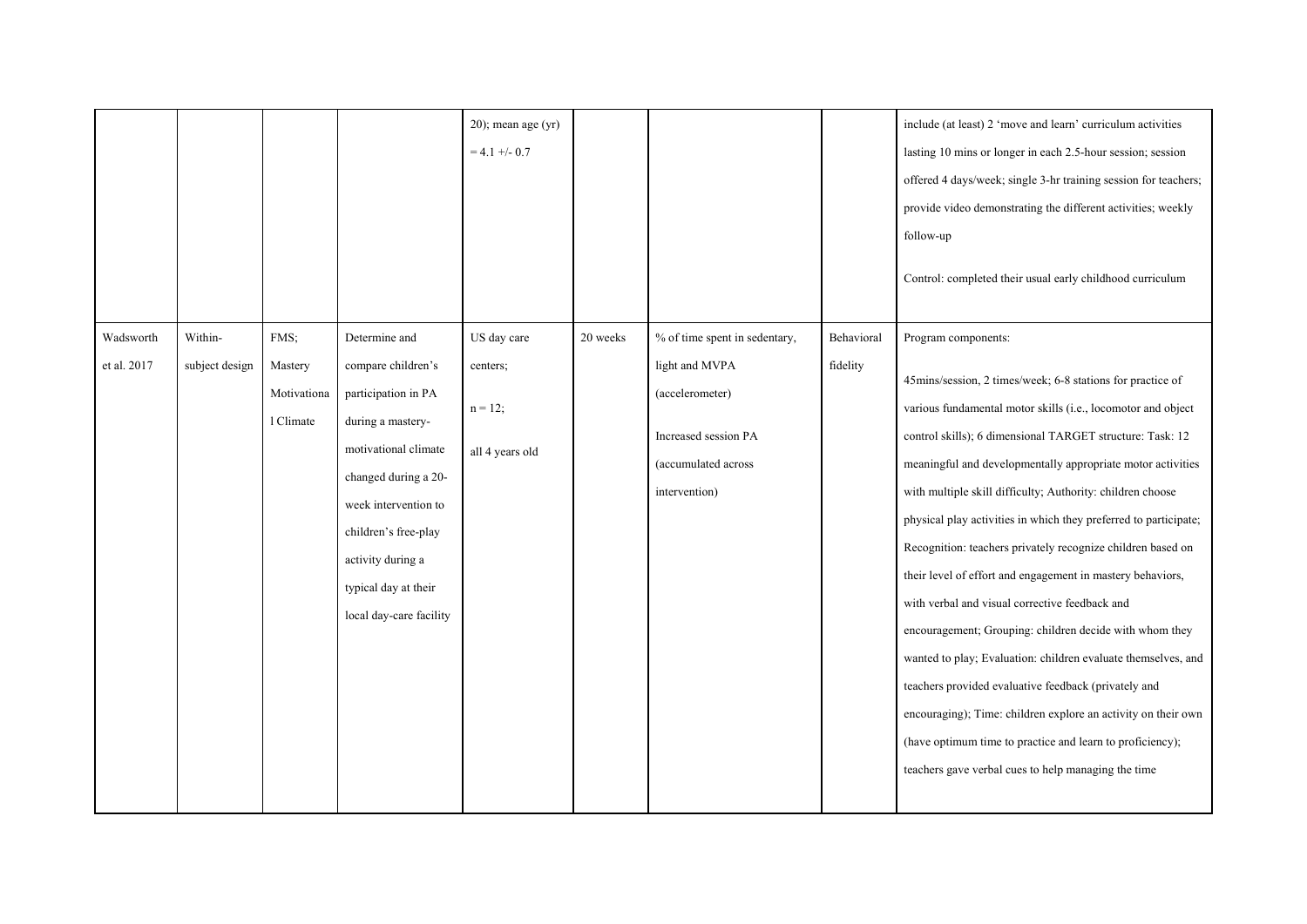| | | | | 20); mean age (yr) = 4.1 +/- 0.7 | | | | include (at least) 2 'move and learn' curriculum activities lasting 10 mins or longer in each 2.5-hour session; session offered 4 days/week; single 3-hr training session for teachers; provide video demonstrating the different activities; weekly follow-up<br><br>Control: completed their usual early childhood curriculum |
|---|---|---|---|---|---|---|---|---|
| Wadsworth et al. 2017 | Within-subject design | FMS; Mastery Motivational Climate | Determine and compare children's participation in PA during a mastery-motivational climate changed during a 20-week intervention to children's free-play activity during a typical day at their local day-care facility | US day care centers;<br><br>n = 12;<br><br>all 4 years old | 20 weeks | % of time spent in sedentary, light and MVPA (accelerometer)<br><br>Increased session PA (accumulated across intervention) | Behavioral fidelity | Program components:<br><br>45mins/session, 2 times/week; 6-8 stations for practice of various fundamental motor skills (i.e., locomotor and object control skills); 6 dimensional TARGET structure: Task: 12 meaningful and developmentally appropriate motor activities with multiple skill difficulty; Authority: children choose physical play activities in which they preferred to participate; Recognition: teachers privately recognize children based on their level of effort and engagement in mastery behaviors, with verbal and visual corrective feedback and encouragement; Grouping: children decide with whom they wanted to play; Evaluation: children evaluate themselves, and teachers provided evaluative feedback (privately and encouraging); Time: children explore an activity on their own (have optimum time to practice and learn to proficiency); teachers gave verbal cues to help managing the time |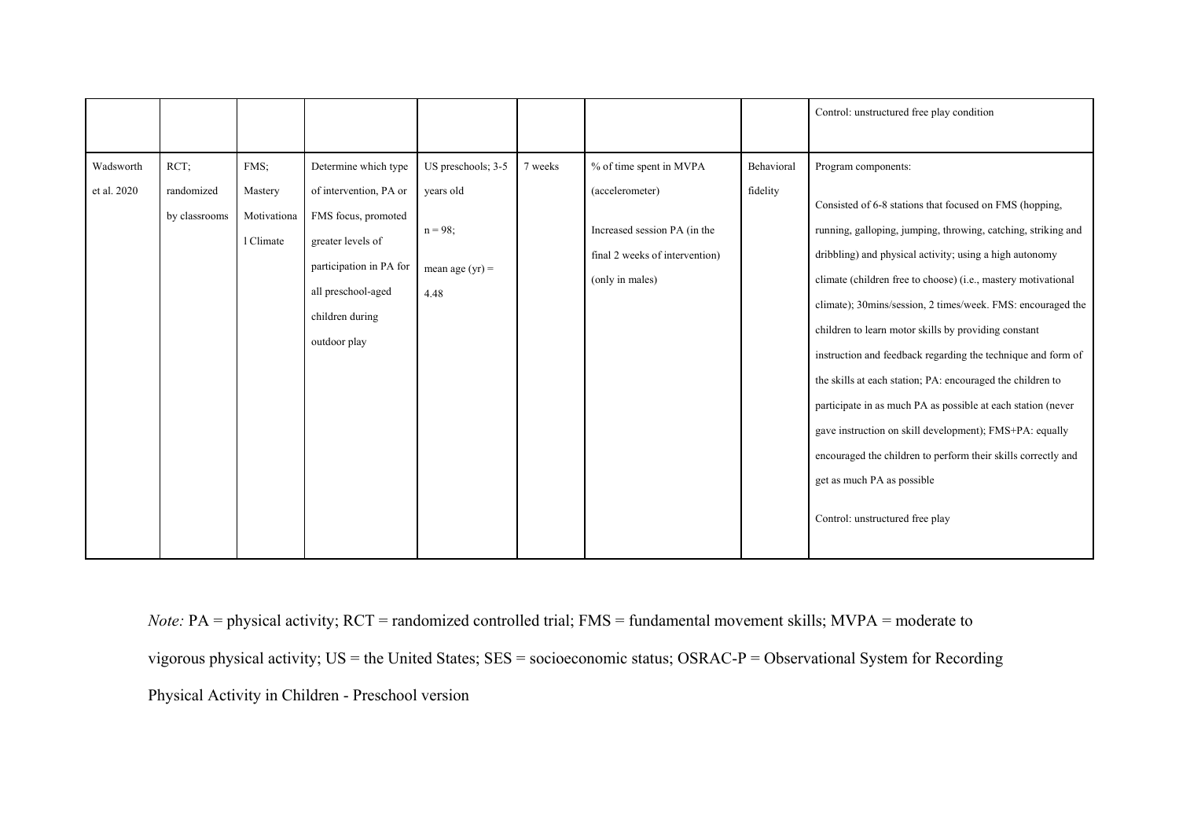| | | | | | | | | |
|---|---|---|---|---|---|---|---|---|
| | | | | | | | | Control: unstructured free play condition |
| Wadsworth et al. 2020 | RCT; randomized by classrooms | FMS; Mastery Motivational Climate | Determine which type of intervention, PA or FMS focus, promoted greater levels of participation in PA for all preschool-aged children during outdoor play | US preschools; 3-5 years old<br><br>n = 98;<br><br>mean age (yr) = 4.48 | 7 weeks | % of time spent in MVPA (accelerometer)<br><br>Increased session PA (in the final 2 weeks of intervention) (only in males) | Behavioral fidelity | Program components:<br><br>Consisted of 6-8 stations that focused on FMS (hopping, running, galloping, jumping, throwing, catching, striking and dribbling) and physical activity; using a high autonomy climate (children free to choose) (i.e., mastery motivational climate); 30mins/session, 2 times/week. FMS: encouraged the children to learn motor skills by providing constant instruction and feedback regarding the technique and form of the skills at each station; PA: encouraged the children to participate in as much PA as possible at each station (never gave instruction on skill development); FMS+PA: equally encouraged the children to perform their skills correctly and get as much PA as possible<br><br>Control: unstructured free play |

*Note:* PA = physical activity; RCT = randomized controlled trial; FMS = fundamental movement skills; MVPA = moderate to vigorous physical activity; US = the United States; SES = socioeconomic status; OSRAC-P = Observational System for Recording Physical Activity in Children - Preschool version